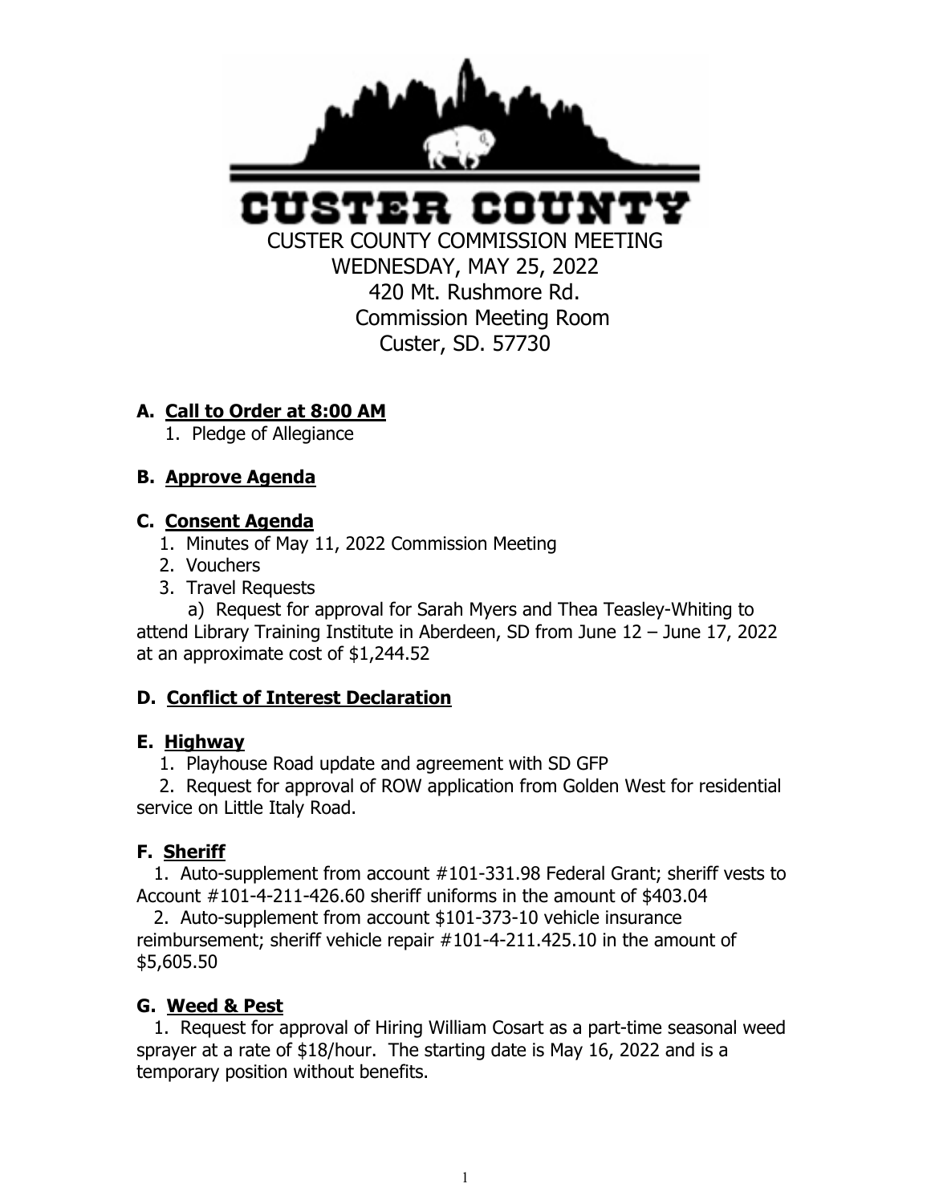# CUSTER COUNTY

CUSTER COUNTY COMMISSION MEETING
WEDNESDAY, MAY 25, 2022
420 Mt. Rushmore Rd.
Commission Meeting Room
Custer, SD. 57730

## A. Call to Order at 8:00 AM

1. Pledge of Allegiance

## B. Approve Agenda

## C. Consent Agenda

1. Minutes of May 11, 2022 Commission Meeting
2. Vouchers
3. Travel Requests

   a) Request for approval for Sarah Myers and Thea Teasley-Whiting to attend Library Training Institute in Aberdeen, SD from June 12 – June 17, 2022 at an approximate cost of $1,244.52

## D. Conflict of Interest Declaration

## E. Highway

1. Playhouse Road update and agreement with SD GFP
2. Request for approval of ROW application from Golden West for residential service on Little Italy Road.

## F. Sheriff

1. Auto-supplement from account #101-331.98 Federal Grant; sheriff vests to Account #101-4-211-426.60 sheriff uniforms in the amount of $403.04
2. Auto-supplement from account $101-373-10 vehicle insurance reimbursement; sheriff vehicle repair #101-4-211.425.10 in the amount of $5,605.50

## G. Weed & Pest

1. Request for approval of Hiring William Cosart as a part-time seasonal weed sprayer at a rate of $18/hour. The starting date is May 16, 2022 and is a temporary position without benefits.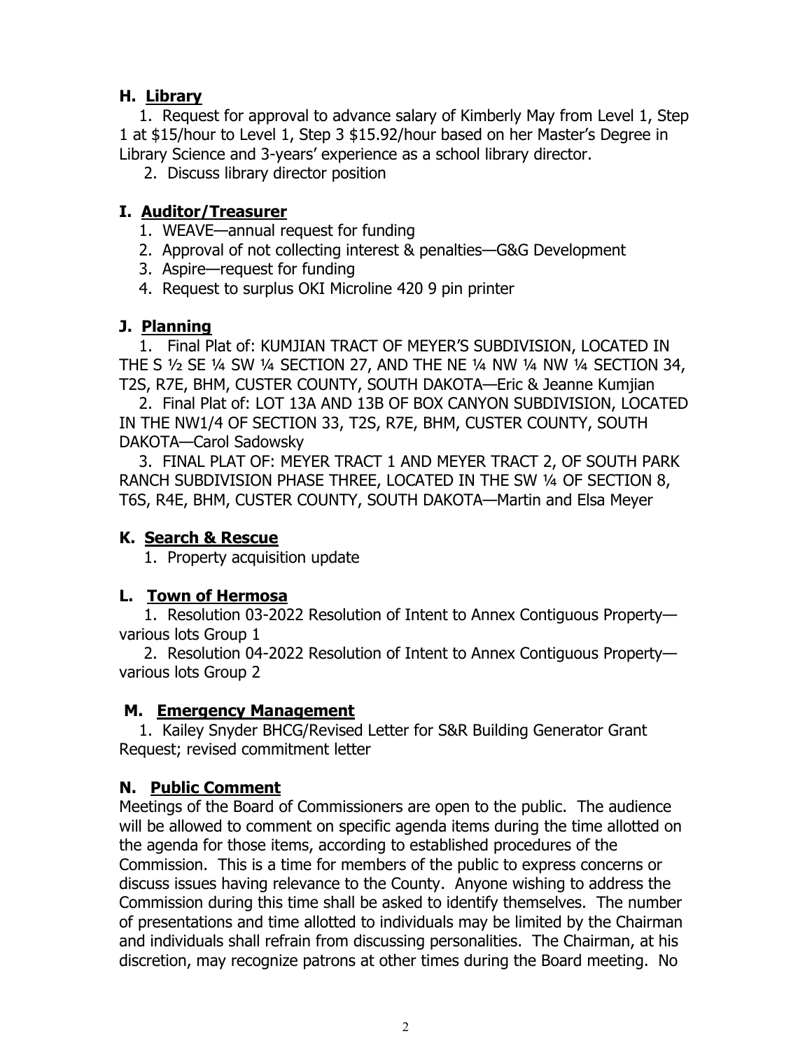## H. Library

1. Request for approval to advance salary of Kimberly May from Level 1, Step 1 at $15/hour to Level 1, Step 3 $15.92/hour based on her Master's Degree in Library Science and 3-years' experience as a school library director.
2. Discuss library director position

## I. Auditor/Treasurer

1. WEAVE—annual request for funding
2. Approval of not collecting interest & penalties—G&G Development
3. Aspire—request for funding
4. Request to surplus OKI Microline 420 9 pin printer

## J. Planning

1. Final Plat of: KUMJIAN TRACT OF MEYER'S SUBDIVISION, LOCATED IN THE S ½ SE ¼ SW ¼ SECTION 27, AND THE NE ¼ NW ¼ NW ¼ SECTION 34, T2S, R7E, BHM, CUSTER COUNTY, SOUTH DAKOTA—Eric & Jeanne Kumjian
2. Final Plat of: LOT 13A AND 13B OF BOX CANYON SUBDIVISION, LOCATED IN THE NW1/4 OF SECTION 33, T2S, R7E, BHM, CUSTER COUNTY, SOUTH DAKOTA—Carol Sadowsky
3. FINAL PLAT OF: MEYER TRACT 1 AND MEYER TRACT 2, OF SOUTH PARK RANCH SUBDIVISION PHASE THREE, LOCATED IN THE SW ¼ OF SECTION 8, T6S, R4E, BHM, CUSTER COUNTY, SOUTH DAKOTA—Martin and Elsa Meyer

## K. Search & Rescue

1. Property acquisition update

## L. Town of Hermosa

1. Resolution 03-2022 Resolution of Intent to Annex Contiguous Property—various lots Group 1
2. Resolution 04-2022 Resolution of Intent to Annex Contiguous Property—various lots Group 2

## M. Emergency Management

1. Kailey Snyder BHCG/Revised Letter for S&R Building Generator Grant Request; revised commitment letter

## N. Public Comment

Meetings of the Board of Commissioners are open to the public. The audience will be allowed to comment on specific agenda items during the time allotted on the agenda for those items, according to established procedures of the Commission. This is a time for members of the public to express concerns or discuss issues having relevance to the County. Anyone wishing to address the Commission during this time shall be asked to identify themselves. The number of presentations and time allotted to individuals may be limited by the Chairman and individuals shall refrain from discussing personalities. The Chairman, at his discretion, may recognize patrons at other times during the Board meeting. No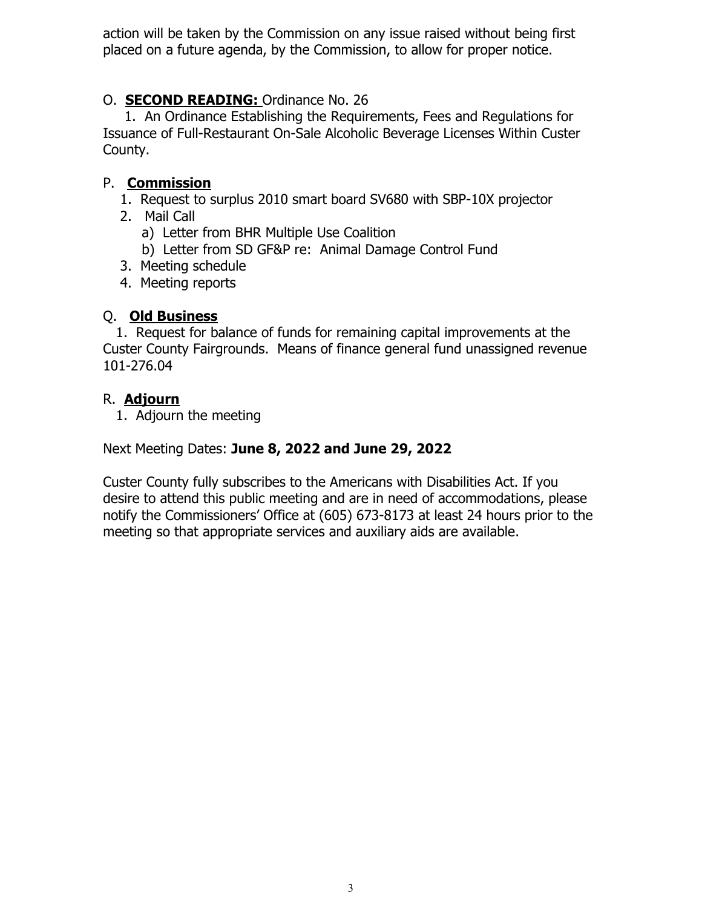action will be taken by the Commission on any issue raised without being first placed on a future agenda, by the Commission, to allow for proper notice.

O. **SECOND READING:** Ordinance No. 26

1. An Ordinance Establishing the Requirements, Fees and Regulations for Issuance of Full-Restaurant On-Sale Alcoholic Beverage Licenses Within Custer County.

P. **Commission**

1. Request to surplus 2010 smart board SV680 with SBP-10X projector
2. Mail Call
   a) Letter from BHR Multiple Use Coalition
   b) Letter from SD GF&P re: Animal Damage Control Fund
3. Meeting schedule
4. Meeting reports

Q. **Old Business**

1. Request for balance of funds for remaining capital improvements at the Custer County Fairgrounds. Means of finance general fund unassigned revenue 101-276.04

R. **Adjourn**

1. Adjourn the meeting

Next Meeting Dates: **June 8, 2022 and June 29, 2022**

Custer County fully subscribes to the Americans with Disabilities Act. If you desire to attend this public meeting and are in need of accommodations, please notify the Commissioners' Office at (605) 673-8173 at least 24 hours prior to the meeting so that appropriate services and auxiliary aids are available.